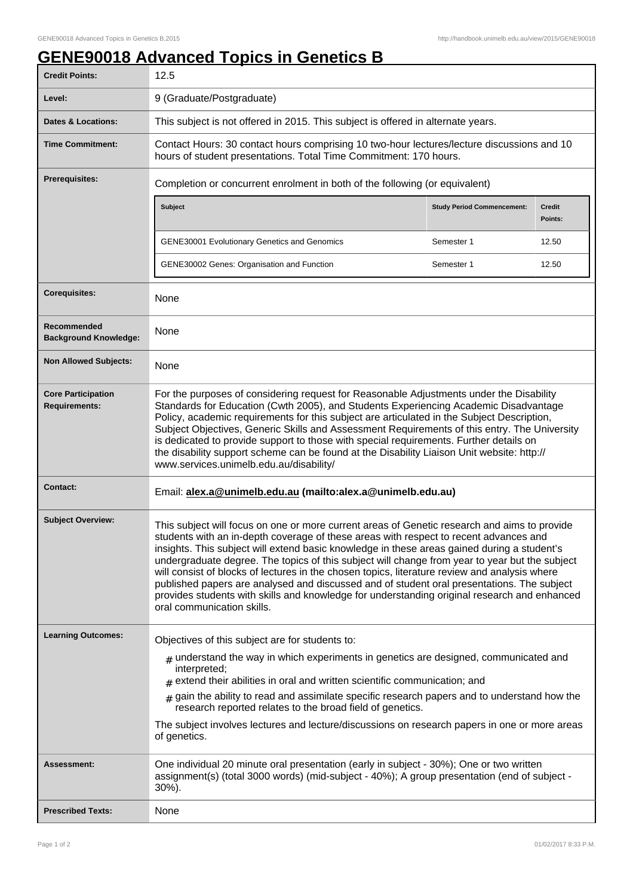# GENE90018 Advanced Topics in Genetics B

| | |
|---|---|
| **Credit Points:** | 12.5 |
| **Level:** | 9 (Graduate/Postgraduate) |
| **Dates & Locations:** | This subject is not offered in 2015. This subject is offered in alternate years. |
| **Time Commitment:** | Contact Hours: 30 contact hours comprising 10 two-hour lectures/lecture discussions and 10 hours of student presentations. Total Time Commitment: 170 hours. |
| **Prerequisites:** | Completion or concurrent enrolment in both of the following (or equivalent) |

| Subject | Study Period Commencement: | Credit Points: |
|---|---|---|
| GENE30001 Evolutionary Genetics and Genomics | Semester 1 | 12.50 |
| GENE30002 Genes: Organisation and Function | Semester 1 | 12.50 |

| | |
|---|---|
| **Corequisites:** | None |
| **Recommended Background Knowledge:** | None |
| **Non Allowed Subjects:** | None |
| **Core Participation Requirements:** | For the purposes of considering request for Reasonable Adjustments under the Disability Standards for Education (Cwth 2005), and Students Experiencing Academic Disadvantage Policy, academic requirements for this subject are articulated in the Subject Description, Subject Objectives, Generic Skills and Assessment Requirements of this entry. The University is dedicated to provide support to those with special requirements. Further details on the disability support scheme can be found at the Disability Liaison Unit website: http://www.services.unimelb.edu.au/disability/ |
| **Contact:** | Email: **alex.a@unimelb.edu.au (mailto:alex.a@unimelb.edu.au)** |
| **Subject Overview:** | This subject will focus on one or more current areas of Genetic research and aims to provide students with an in-depth coverage of these areas with respect to recent advances and insights. This subject will extend basic knowledge in these areas gained during a student's undergraduate degree. The topics of this subject will change from year to year but the subject will consist of blocks of lectures in the chosen topics, literature review and analysis where published papers are analysed and discussed and of student oral presentations. The subject provides students with skills and knowledge for understanding original research and enhanced oral communication skills. |
| **Learning Outcomes:** | Objectives of this subject are for students to:<br># understand the way in which experiments in genetics are designed, communicated and interpreted;<br># extend their abilities in oral and written scientific communication; and<br># gain the ability to read and assimilate specific research papers and to understand how the research reported relates to the broad field of genetics.<br>The subject involves lectures and lecture/discussions on research papers in one or more areas of genetics. |
| **Assessment:** | One individual 20 minute oral presentation (early in subject - 30%); One or two written assignment(s) (total 3000 words) (mid-subject - 40%); A group presentation (end of subject - 30%). |
| **Prescribed Texts:** | None |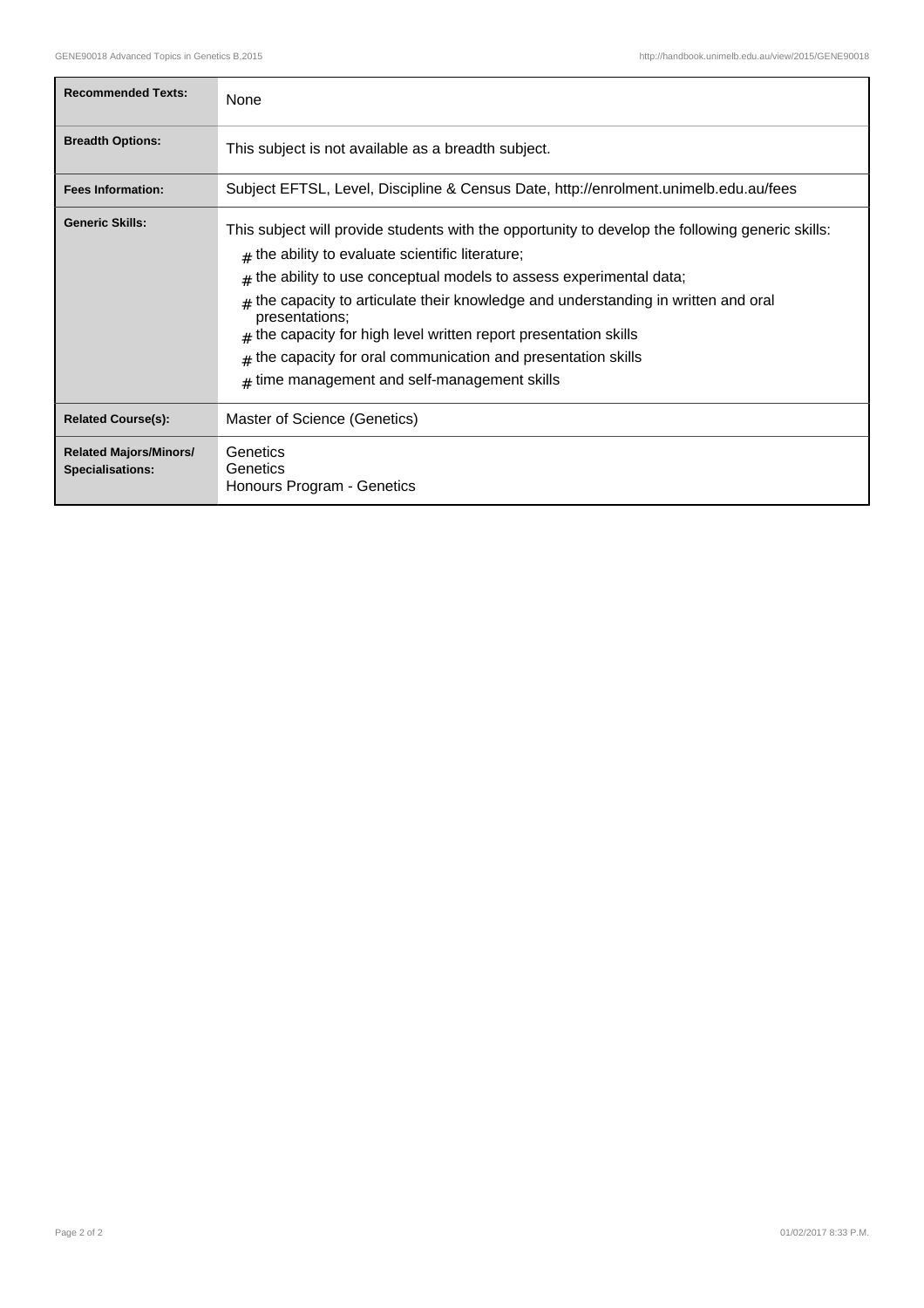| | |
|---|---|
| **Recommended Texts:** | None |
| **Breadth Options:** | This subject is not available as a breadth subject. |
| **Fees Information:** | Subject EFTSL, Level, Discipline & Census Date, http://enrolment.unimelb.edu.au/fees |
| **Generic Skills:** | This subject will provide students with the opportunity to develop the following generic skills:<br># the ability to evaluate scientific literature;<br># the ability to use conceptual models to assess experimental data;<br># the capacity to articulate their knowledge and understanding in written and oral presentations;<br># the capacity for high level written report presentation skills<br># the capacity for oral communication and presentation skills<br># time management and self-management skills |
| **Related Course(s):** | Master of Science (Genetics) |
| **Related Majors/Minors/ Specialisations:** | Genetics<br>Genetics<br>Honours Program - Genetics |